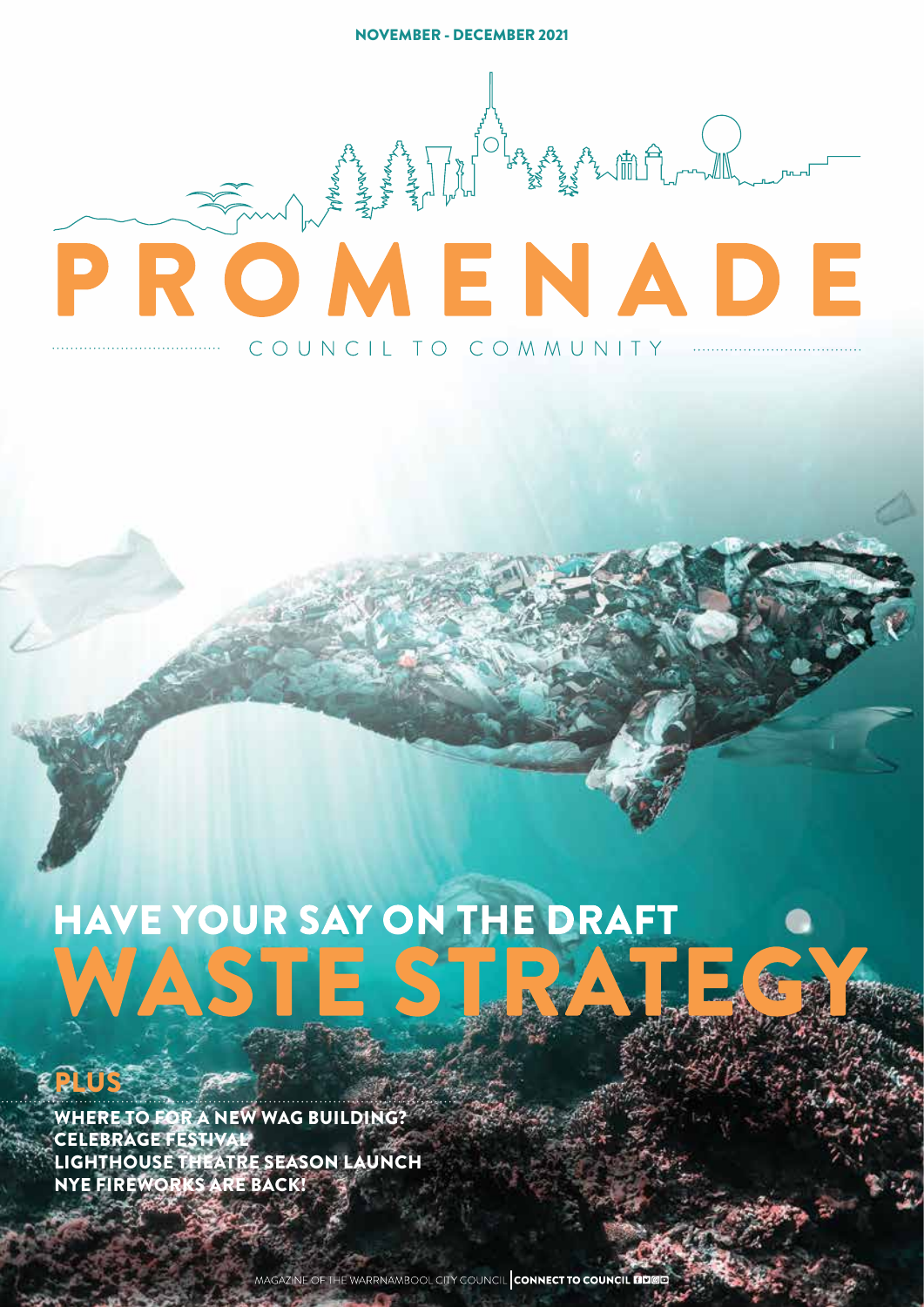NOVEMBER - DECEMBER 2021

# PROMENADE

COUNCIL TO COMMUNITY

## HAVE YOUR SAY ON THE DRAFT WASTE STRATEGY

**PLUS**

**WHERE TO FOR A NEW WAG BUILDING?**
**CELEBRAGE FESTIVAL**
**LIGHTHOUSE THEATRE SEASON LAUNCH**
**NYE FIREWORKS ARE BACK!**

MAGAZINE OF THE WARRNAMBOOL CITY COUNCIL | **CONNECT TO COUNCIL**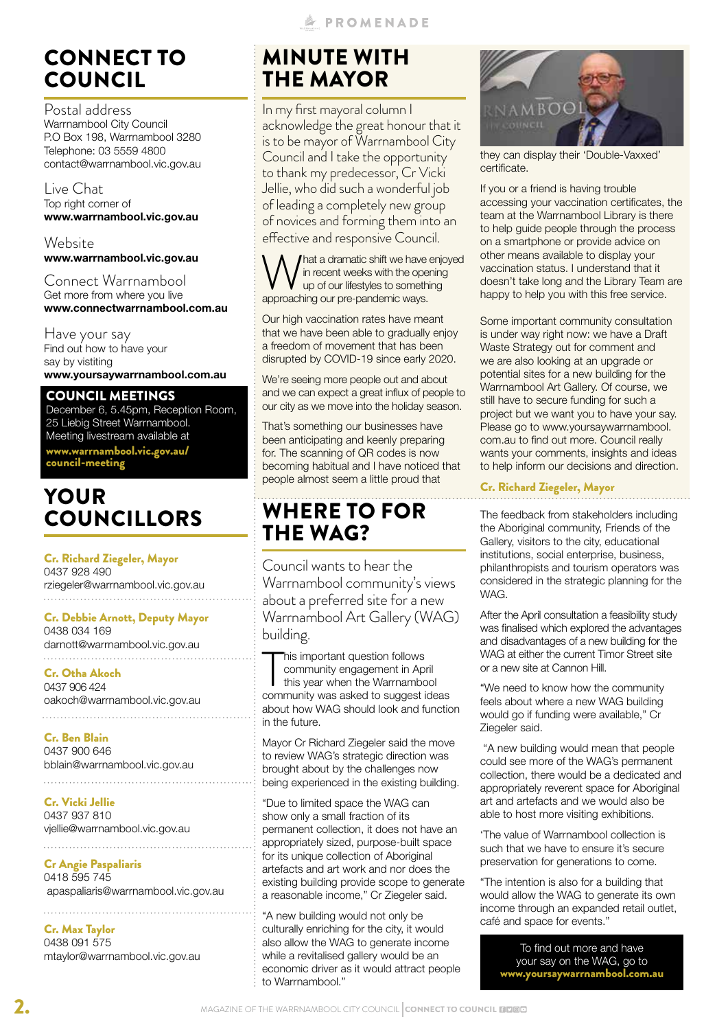# CONNECT TO COUNCIL

Postal address
Warrnambool City Council
P.O Box 198, Warrnambool 3280
Telephone: 03 5559 4800
contact@warrnambool.vic.gov.au

Live Chat
Top right corner of
**www.warrnambool.vic.gov.au**

Website
**www.warrnambool.vic.gov.au**

Connect Warrnambool
Get more from where you live
**www.connectwarrnambool.com.au**

Have your say
Find out how to have your say by vistiting
**www.yoursaywarrnambool.com.au**

## COUNCIL MEETINGS

December 6, 5.45pm, Reception Room, 25 Liebig Street Warrnambool.
Meeting livestream available at
**www.warrnambool.vic.gov.au/council-meeting**

# YOUR COUNCILLORS

**Cr. Richard Ziegeler, Mayor**
0437 928 490
rziegeler@warrnambool.vic.gov.au

**Cr. Debbie Arnott, Deputy Mayor**
0438 034 169
darnott@warrnambool.vic.gov.au

**Cr. Otha Akoch**
0437 906 424
oakoch@warrnambool.vic.gov.au

**Cr. Ben Blain**
0437 900 646
bblain@warrnambool.vic.gov.au

**Cr. Vicki Jellie**
0437 937 810
vjellie@warrnambool.vic.gov.au

**Cr Angie Paspaliaris**
0418 595 745
apaspaliaris@warrnambool.vic.gov.au

**Cr. Max Taylor**
0438 091 575
mtaylor@warrnambool.vic.gov.au

# MINUTE WITH THE MAYOR

In my first mayoral column I acknowledge the great honour that it is to be mayor of Warrnambool City Council and I take the opportunity to thank my predecessor, Cr Vicki Jellie, who did such a wonderful job of leading a completely new group of novices and forming them into an effective and responsive Council.

What a dramatic shift we have enjoyed in recent weeks with the opening up of our lifestyles to something approaching our pre-pandemic ways.

Our high vaccination rates have meant that we have been able to gradually enjoy a freedom of movement that has been disrupted by COVID-19 since early 2020.

We're seeing more people out and about and we can expect a great influx of people to our city as we move into the holiday season.

That's something our businesses have been anticipating and keenly preparing for. The scanning of QR codes is now becoming habitual and I have noticed that people almost seem a little proud that they can display their 'Double-Vaxxed' certificate.

If you or a friend is having trouble accessing your vaccination certificates, the team at the Warrnambool Library is there to help guide people through the process on a smartphone or provide advice on other means available to display your vaccination status. I understand that it doesn't take long and the Library Team are happy to help you with this free service.

Some important community consultation is under way right now: we have a Draft Waste Strategy out for comment and we are also looking at an upgrade or potential sites for a new building for the Warrnambool Art Gallery. Of course, we still have to secure funding for such a project but we want you to have your say. Please go to www.yoursaywarrnambool.com.au to find out more. Council really wants your comments, insights and ideas to help inform our decisions and direction.

**Cr. Richard Ziegeler, Mayor**

# WHERE TO FOR THE WAG?

Council wants to hear the Warrnambool community's views about a preferred site for a new Warrnambool Art Gallery (WAG) building.

This important question follows community engagement in April this year when the Warrnambool community was asked to suggest ideas about how WAG should look and function in the future.

Mayor Cr Richard Ziegeler said the move to review WAG's strategic direction was brought about by the challenges now being experienced in the existing building.

"Due to limited space the WAG can show only a small fraction of its permanent collection, it does not have an appropriately sized, purpose-built space for its unique collection of Aboriginal artefacts and art work and nor does the existing building provide scope to generate a reasonable income," Cr Ziegeler said.

"A new building would not only be culturally enriching for the city, it would also allow the WAG to generate income while a revitalised gallery would be an economic driver as it would attract people to Warrnambool."

The feedback from stakeholders including the Aboriginal community, Friends of the Gallery, visitors to the city, educational institutions, social enterprise, business, philanthropists and tourism operators was considered in the strategic planning for the WAG.

After the April consultation a feasibility study was finalised which explored the advantages and disadvantages of a new building for the WAG at either the current Timor Street site or a new site at Cannon Hill.

"We need to know how the community feels about where a new WAG building would go if funding were available," Cr Ziegeler said.

"A new building would mean that people could see more of the WAG's permanent collection, there would be a dedicated and appropriately reverent space for Aboriginal art and artefacts and we would also be able to host more visiting exhibitions.

'The value of Warrnambool collection is such that we have to ensure it's secure preservation for generations to come.

"The intention is also for a building that would allow the WAG to generate its own income through an expanded retail outlet, café and space for events."

To find out more and have your say on the WAG, go to **www.yoursaywarrnambool.com.au**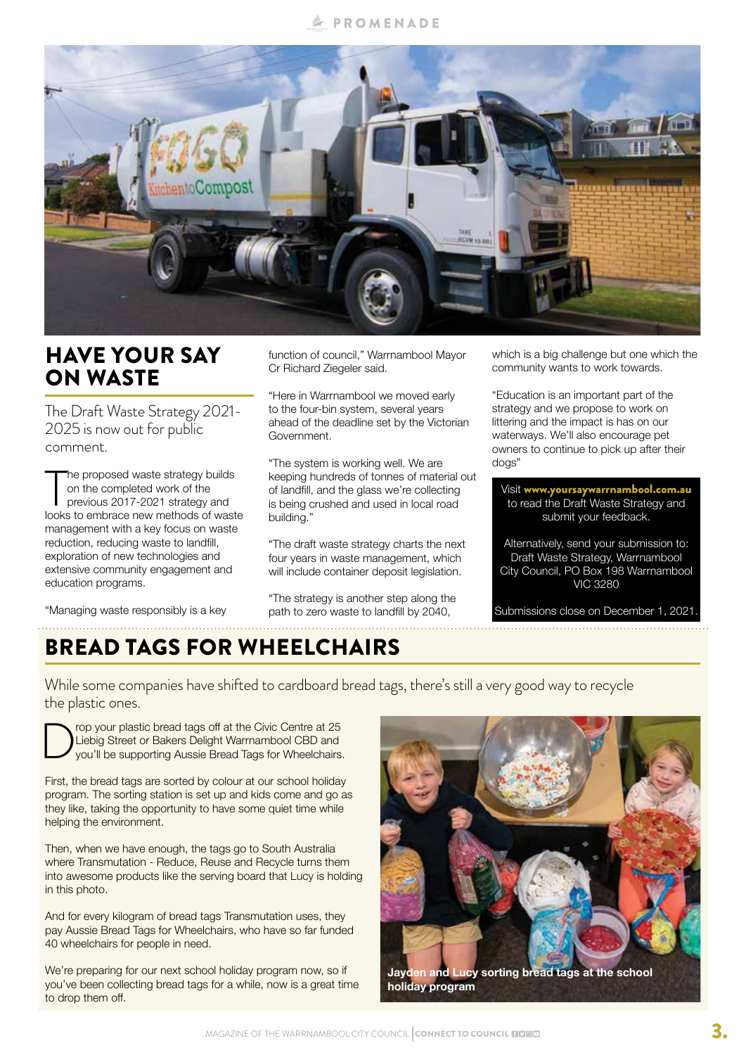## HAVE YOUR SAY ON WASTE

The Draft Waste Strategy 2021-2025 is now out for public comment.

The proposed waste strategy builds on the completed work of the previous 2017-2021 strategy and looks to embrace new methods of waste management with a key focus on waste reduction, reducing waste to landfill, exploration of new technologies and extensive community engagement and education programs.

"Managing waste responsibly is a key function of council," Warrnambool Mayor Cr Richard Ziegeler said.

"Here in Warrnambool we moved early to the four-bin system, several years ahead of the deadline set by the Victorian Government.

"The system is working well. We are keeping hundreds of tonnes of material out of landfill, and the glass we're collecting is being crushed and used in local road building."

"The draft waste strategy charts the next four years in waste management, which will include container deposit legislation.

"The strategy is another step along the path to zero waste to landfill by 2040, which is a big challenge but one which the community wants to work towards.

"Education is an important part of the strategy and we propose to work on littering and the impact is has on our waterways. We'll also encourage pet owners to continue to pick up after their dogs"

Visit **www.yoursaywarrnambool.com.au** to read the Draft Waste Strategy and submit your feedback.

Alternatively, send your submission to: Draft Waste Strategy, Warrnambool City Council, PO Box 198 Warrnambool VIC 3280

Submissions close on December 1, 2021.

## BREAD TAGS FOR WHEELCHAIRS

While some companies have shifted to cardboard bread tags, there's still a very good way to recycle the plastic ones.

Drop your plastic bread tags off at the Civic Centre at 25 Liebig Street or Bakers Delight Warrnambool CBD and you'll be supporting Aussie Bread Tags for Wheelchairs.

First, the bread tags are sorted by colour at our school holiday program. The sorting station is set up and kids come and go as they like, taking the opportunity to have some quiet time while helping the environment.

Then, when we have enough, the tags go to South Australia where Transmutation - Reduce, Reuse and Recycle turns them into awesome products like the serving board that Lucy is holding in this photo.

And for every kilogram of bread tags Transmutation uses, they pay Aussie Bread Tags for Wheelchairs, who have so far funded 40 wheelchairs for people in need.

We're preparing for our next school holiday program now, so if you've been collecting bread tags for a while, now is a great time to drop them off.

**Jayden and Lucy sorting bread tags at the school holiday program**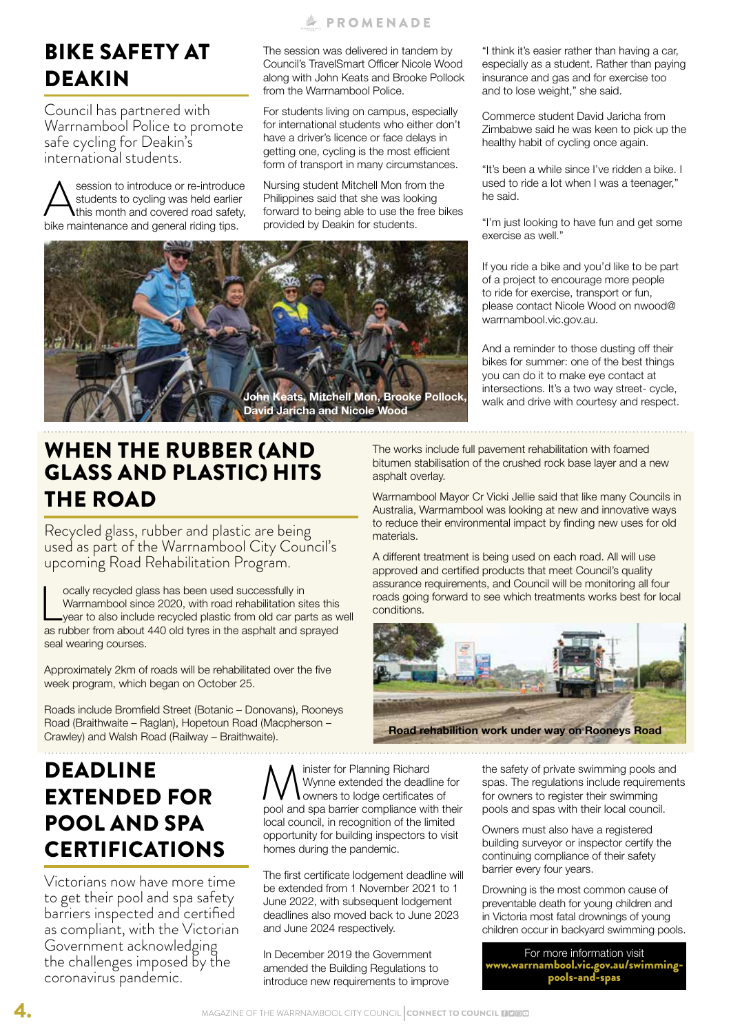# BIKE SAFETY AT DEAKIN

Council has partnered with Warrnambool Police to promote safe cycling for Deakin's international students.

A session to introduce or re-introduce students to cycling was held earlier this month and covered road safety, bike maintenance and general riding tips.

The session was delivered in tandem by Council's TravelSmart Officer Nicole Wood along with John Keats and Brooke Pollock from the Warrnambool Police.

For students living on campus, especially for international students who either don't have a driver's licence or face delays in getting one, cycling is the most efficient form of transport in many circumstances.

Nursing student Mitchell Mon from the Philippines said that she was looking forward to being able to use the free bikes provided by Deakin for students.

John Keats, Mitchell Mon, Brooke Pollock, David Jaricha and Nicole Wood

"I think it's easier rather than having a car, especially as a student. Rather than paying insurance and gas and for exercise too and to lose weight," she said.

Commerce student David Jaricha from Zimbabwe said he was keen to pick up the healthy habit of cycling once again.

"It's been a while since I've ridden a bike. I used to ride a lot when I was a teenager," he said.

"I'm just looking to have fun and get some exercise as well."

If you ride a bike and you'd like to be part of a project to encourage more people to ride for exercise, transport or fun, please contact Nicole Wood on nwood@warrnambool.vic.gov.au.

And a reminder to those dusting off their bikes for summer: one of the best things you can do it to make eye contact at intersections. It's a two way street- cycle, walk and drive with courtesy and respect.

# WHEN THE RUBBER (AND GLASS AND PLASTIC) HITS THE ROAD

Recycled glass, rubber and plastic are being used as part of the Warrnambool City Council's upcoming Road Rehabilitation Program.

Locally recycled glass has been used successfully in Warrnambool since 2020, with road rehabilitation sites this year to also include recycled plastic from old car parts as well as rubber from about 440 old tyres in the asphalt and sprayed seal wearing courses.

Approximately 2km of roads will be rehabilitated over the five week program, which began on October 25.

Roads include Bromfield Street (Botanic – Donovans), Rooneys Road (Braithwaite – Raglan), Hopetoun Road (Macpherson – Crawley) and Walsh Road (Railway – Braithwaite).

The works include full pavement rehabilitation with foamed bitumen stabilisation of the crushed rock base layer and a new asphalt overlay.

Warrnambool Mayor Cr Vicki Jellie said that like many Councils in Australia, Warrnambool was looking at new and innovative ways to reduce their environmental impact by finding new uses for old materials.

A different treatment is being used on each road. All will use approved and certified products that meet Council's quality assurance requirements, and Council will be monitoring all four roads going forward to see which treatments works best for local conditions.

Road rehabilitation work under way on Rooneys Road

# DEADLINE EXTENDED FOR POOL AND SPA CERTIFICATIONS

Victorians now have more time to get their pool and spa safety barriers inspected and certified as compliant, with the Victorian Government acknowledging the challenges imposed by the coronavirus pandemic.

Minister for Planning Richard Wynne extended the deadline for owners to lodge certificates of pool and spa barrier compliance with their local council, in recognition of the limited opportunity for building inspectors to visit homes during the pandemic.

The first certificate lodgement deadline will be extended from 1 November 2021 to 1 June 2022, with subsequent lodgement deadlines also moved back to June 2023 and June 2024 respectively.

In December 2019 the Government amended the Building Regulations to introduce new requirements to improve the safety of private swimming pools and spas. The regulations include requirements for owners to register their swimming pools and spas with their local council.

Owners must also have a registered building surveyor or inspector certify the continuing compliance of their safety barrier every four years.

Drowning is the most common cause of preventable death for young children and in Victoria most fatal drownings of young children occur in backyard swimming pools.

For more information visit **www.warrnambool.vic.gov.au/swimming-pools-and-spas**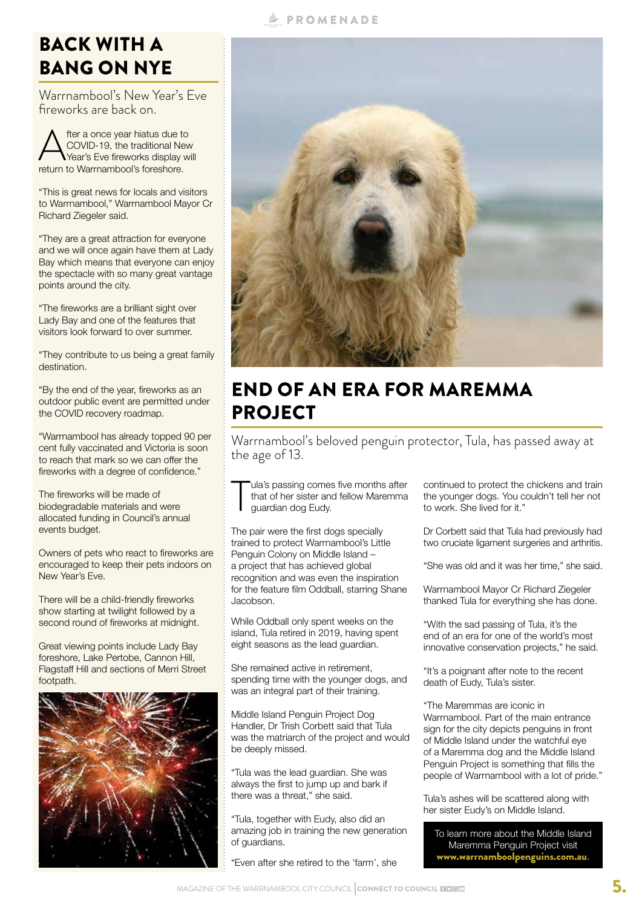## BACK WITH A BANG ON NYE

Warrnambool's New Year's Eve fireworks are back on.

After a once year hiatus due to COVID-19, the traditional New Year's Eve fireworks display will return to Warrnambool's foreshore.

"This is great news for locals and visitors to Warrnambool," Warrnambool Mayor Cr Richard Ziegeler said.

"They are a great attraction for everyone and we will once again have them at Lady Bay which means that everyone can enjoy the spectacle with so many great vantage points around the city.

"The fireworks are a brilliant sight over Lady Bay and one of the features that visitors look forward to over summer.

"They contribute to us being a great family destination.

"By the end of the year, fireworks as an outdoor public event are permitted under the COVID recovery roadmap.

"Warrnambool has already topped 90 per cent fully vaccinated and Victoria is soon to reach that mark so we can offer the fireworks with a degree of confidence."

The fireworks will be made of biodegradable materials and were allocated funding in Council's annual events budget.

Owners of pets who react to fireworks are encouraged to keep their pets indoors on New Year's Eve.

There will be a child-friendly fireworks show starting at twilight followed by a second round of fireworks at midnight.

Great viewing points include Lady Bay foreshore, Lake Pertobe, Cannon Hill, Flagstaff Hill and sections of Merri Street footpath.

## END OF AN ERA FOR MAREMMA PROJECT

Warrnambool's beloved penguin protector, Tula, has passed away at the age of 13.

Tula's passing comes five months after that of her sister and fellow Maremma guardian dog Eudy.

The pair were the first dogs specially trained to protect Warrnambool's Little Penguin Colony on Middle Island – a project that has achieved global recognition and was even the inspiration for the feature film Oddball, starring Shane Jacobson.

While Oddball only spent weeks on the island, Tula retired in 2019, having spent eight seasons as the lead guardian.

She remained active in retirement, spending time with the younger dogs, and was an integral part of their training.

Middle Island Penguin Project Dog Handler, Dr Trish Corbett said that Tula was the matriarch of the project and would be deeply missed.

"Tula was the lead guardian. She was always the first to jump up and bark if there was a threat," she said.

"Tula, together with Eudy, also did an amazing job in training the new generation of guardians.

"Even after she retired to the 'farm', she continued to protect the chickens and train the younger dogs. You couldn't tell her not to work. She lived for it."

Dr Corbett said that Tula had previously had two cruciate ligament surgeries and arthritis.

"She was old and it was her time," she said.

Warrnambool Mayor Cr Richard Ziegeler thanked Tula for everything she has done.

"With the sad passing of Tula, it's the end of an era for one of the world's most innovative conservation projects," he said.

"It's a poignant after note to the recent death of Eudy, Tula's sister.

"The Maremmas are iconic in Warrnambool. Part of the main entrance sign for the city depicts penguins in front of Middle Island under the watchful eye of a Maremma dog and the Middle Island Penguin Project is something that fills the people of Warrnambool with a lot of pride."

Tula's ashes will be scattered along with her sister Eudy's on Middle Island.

To learn more about the Middle Island Maremma Penguin Project visit **www.warrnamboolpenguins.com.au**.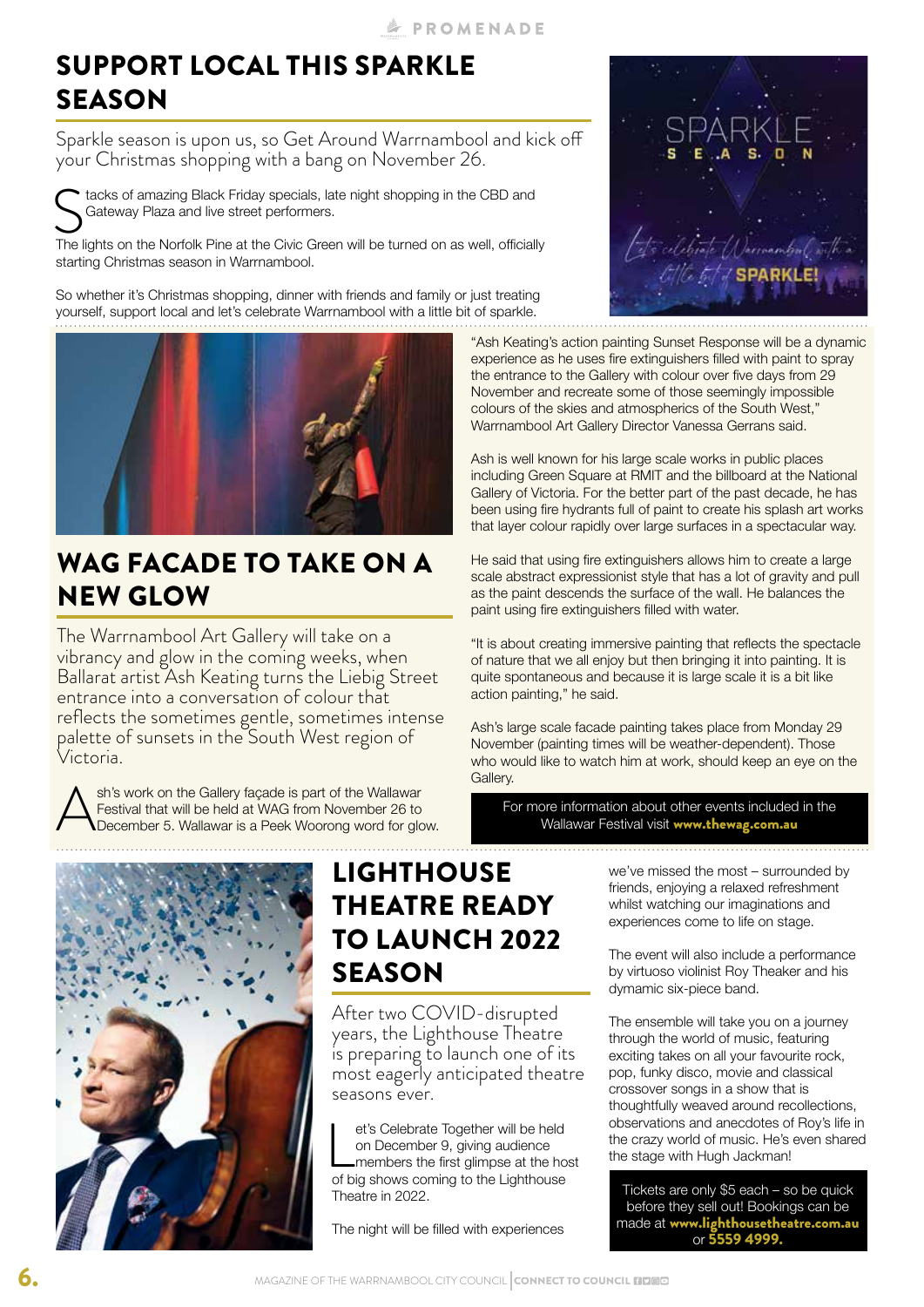# SUPPORT LOCAL THIS SPARKLE SEASON

Sparkle season is upon us, so Get Around Warrnambool and kick off your Christmas shopping with a bang on November 26.

Stacks of amazing Black Friday specials, late night shopping in the CBD and Gateway Plaza and live street performers.

The lights on the Norfolk Pine at the Civic Green will be turned on as well, officially starting Christmas season in Warrnambool.

So whether it's Christmas shopping, dinner with friends and family or just treating yourself, support local and let's celebrate Warrnambool with a little bit of sparkle.

# WAG FACADE TO TAKE ON A NEW GLOW

The Warrnambool Art Gallery will take on a vibrancy and glow in the coming weeks, when Ballarat artist Ash Keating turns the Liebig Street entrance into a conversation of colour that reflects the sometimes gentle, sometimes intense palette of sunsets in the South West region of Victoria.

Ash's work on the Gallery façade is part of the Wallawar Festival that will be held at WAG from November 26 to December 5. Wallawar is a Peek Woorong word for glow.

"Ash Keating's action painting Sunset Response will be a dynamic experience as he uses fire extinguishers filled with paint to spray the entrance to the Gallery with colour over five days from 29 November and recreate some of those seemingly impossible colours of the skies and atmospherics of the South West," Warrnambool Art Gallery Director Vanessa Gerrans said.

Ash is well known for his large scale works in public places including Green Square at RMIT and the billboard at the National Gallery of Victoria. For the better part of the past decade, he has been using fire hydrants full of paint to create his splash art works that layer colour rapidly over large surfaces in a spectacular way.

He said that using fire extinguishers allows him to create a large scale abstract expressionist style that has a lot of gravity and pull as the paint descends the surface of the wall. He balances the paint using fire extinguishers filled with water.

"It is about creating immersive painting that reflects the spectacle of nature that we all enjoy but then bringing it into painting. It is quite spontaneous and because it is large scale it is a bit like action painting," he said.

Ash's large scale facade painting takes place from Monday 29 November (painting times will be weather-dependent). Those who would like to watch him at work, should keep an eye on the Gallery.

For more information about other events included in the Wallawar Festival visit **www.thewag.com.au**

# LIGHTHOUSE THEATRE READY TO LAUNCH 2022 SEASON

After two COVID-disrupted years, the Lighthouse Theatre is preparing to launch one of its most eagerly anticipated theatre seasons ever.

Let's Celebrate Together will be held on December 9, giving audience members the first glimpse at the host of big shows coming to the Lighthouse Theatre in 2022.

The night will be filled with experiences we've missed the most – surrounded by friends, enjoying a relaxed refreshment whilst watching our imaginations and experiences come to life on stage.

The event will also include a performance by virtuoso violinist Roy Theaker and his dymamic six-piece band.

The ensemble will take you on a journey through the world of music, featuring exciting takes on all your favourite rock, pop, funky disco, movie and classical crossover songs in a show that is thoughtfully weaved around recollections, observations and anecdotes of Roy's life in the crazy world of music. He's even shared the stage with Hugh Jackman!

Tickets are only $5 each – so be quick before they sell out! Bookings can be made at **www.lighthousetheatre.com.au** or **5559 4999.**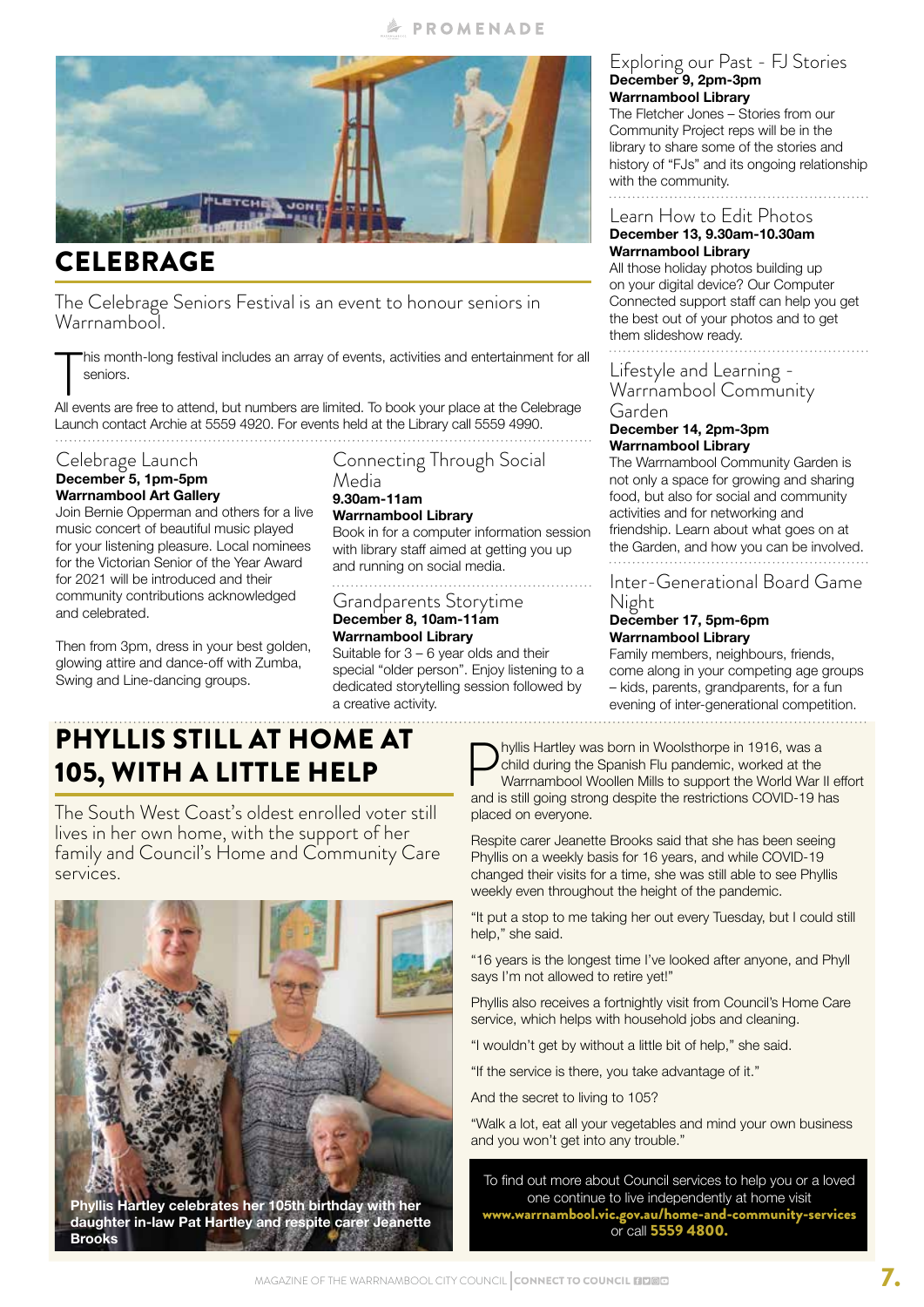# CELEBRAGE

The Celebrage Seniors Festival is an event to honour seniors in Warrnambool.

This month-long festival includes an array of events, activities and entertainment for all seniors.

All events are free to attend, but numbers are limited. To book your place at the Celebrage Launch contact Archie at 5559 4920. For events held at the Library call 5559 4990.

### Celebrage Launch

**December 5, 1pm-5pm**
**Warrnambool Art Gallery**

Join Bernie Opperman and others for a live music concert of beautiful music played for your listening pleasure. Local nominees for the Victorian Senior of the Year Award for 2021 will be introduced and their community contributions acknowledged and celebrated.

Then from 3pm, dress in your best golden, glowing attire and dance-off with Zumba, Swing and Line-dancing groups.

### Connecting Through Social Media

**9.30am-11am**
**Warrnambool Library**

Book in for a computer information session with library staff aimed at getting you up and running on social media.

### Grandparents Storytime

**December 8, 10am-11am**
**Warrnambool Library**

Suitable for 3 – 6 year olds and their special "older person". Enjoy listening to a dedicated storytelling session followed by a creative activity.

### Exploring our Past - FJ Stories

**December 9, 2pm-3pm**
**Warrnambool Library**

The Fletcher Jones – Stories from our Community Project reps will be in the library to share some of the stories and history of "FJs" and its ongoing relationship with the community.

### Learn How to Edit Photos

**December 13, 9.30am-10.30am**
**Warrnambool Library**

All those holiday photos building up on your digital device? Our Computer Connected support staff can help you get the best out of your photos and to get them slideshow ready.

### Lifestyle and Learning - Warrnambool Community Garden

**December 14, 2pm-3pm**
**Warrnambool Library**

The Warrnambool Community Garden is not only a space for growing and sharing food, but also for social and community activities and for networking and friendship. Learn about what goes on at the Garden, and how you can be involved.

### Inter-Generational Board Game Night

**December 17, 5pm-6pm**
**Warrnambool Library**

Family members, neighbours, friends, come along in your competing age groups – kids, parents, grandparents, for a fun evening of inter-generational competition.

# PHYLLIS STILL AT HOME AT 105, WITH A LITTLE HELP

The South West Coast's oldest enrolled voter still lives in her own home, with the support of her family and Council's Home and Community Care services.

**Phyllis Hartley celebrates her 105th birthday with her daughter in-law Pat Hartley and respite carer Jeanette Brooks**

Phyllis Hartley was born in Woolsthorpe in 1916, was a child during the Spanish Flu pandemic, worked at the Warrnambool Woollen Mills to support the World War II effort and is still going strong despite the restrictions COVID-19 has placed on everyone.

Respite carer Jeanette Brooks said that she has been seeing Phyllis on a weekly basis for 16 years, and while COVID-19 changed their visits for a time, she was still able to see Phyllis weekly even throughout the height of the pandemic.

"It put a stop to me taking her out every Tuesday, but I could still help," she said.

"16 years is the longest time I've looked after anyone, and Phyll says I'm not allowed to retire yet!"

Phyllis also receives a fortnightly visit from Council's Home Care service, which helps with household jobs and cleaning.

"I wouldn't get by without a little bit of help," she said.

"If the service is there, you take advantage of it."

And the secret to living to 105?

"Walk a lot, eat all your vegetables and mind your own business and you won't get into any trouble."

To find out more about Council services to help you or a loved one continue to live independently at home visit **www.warrnambool.vic.gov.au/home-and-community-services** or call **5559 4800.**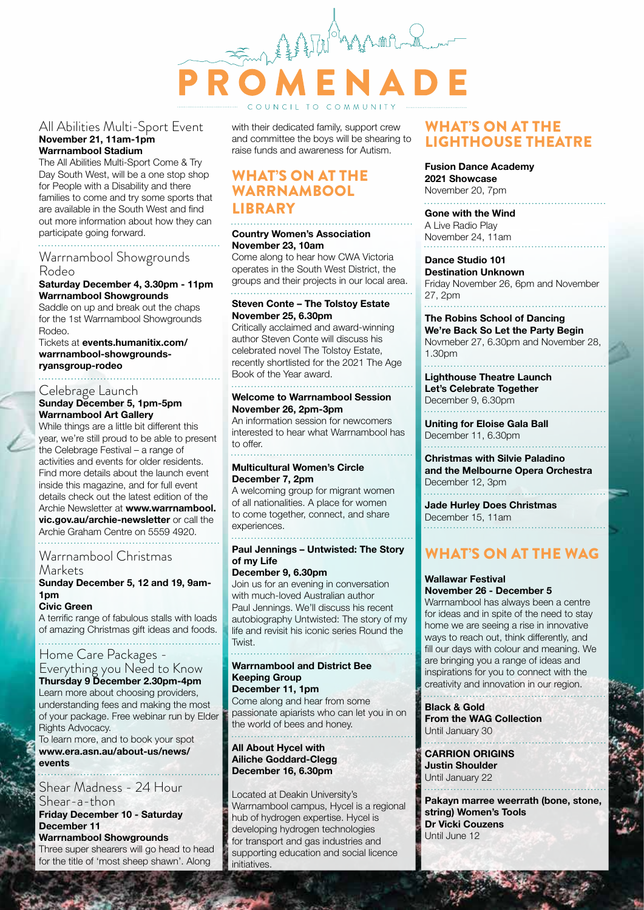# PROMENADE

COUNCIL TO COMMUNITY

## All Abilities Multi-Sport Event

**November 21, 11am-1pm**
**Warrnambool Stadium**

The All Abilities Multi-Sport Come & Try Day South West, will be a one stop shop for People with a Disability and there families to come and try some sports that are available in the South West and find out more information about how they can participate going forward.

## Warrnambool Showgrounds Rodeo

**Saturday December 4, 3.30pm - 11pm**
**Warrnambool Showgrounds**

Saddle on up and break out the chaps for the 1st Warrnambool Showgrounds Rodeo.

Tickets at **events.humanitix.com/warrnambool-showgrounds-ryansgroup-rodeo**

## Celebrage Launch

**Sunday December 5, 1pm-5pm**
**Warrnambool Art Gallery**

While things are a little bit different this year, we're still proud to be able to present the Celebrage Festival – a range of activities and events for older residents. Find more details about the launch event inside this magazine, and for full event details check out the latest edition of the Archie Newsletter at **www.warrnambool.vic.gov.au/archie-newsletter** or call the Archie Graham Centre on 5559 4920.

## Warrnambool Christmas Markets

**Sunday December 5, 12 and 19, 9am-1pm**
**Civic Green**

A terrific range of fabulous stalls with loads of amazing Christmas gift ideas and foods.

## Home Care Packages - Everything you Need to Know

**Thursday 9 December 2.30pm-4pm**

Learn more about choosing providers, understanding fees and making the most of your package. Free webinar run by Elder Rights Advocacy.

To learn more, and to book your spot **www.era.asn.au/about-us/news/events**

## Shear Madness - 24 Hour Shear-a-thon

**Friday December 10 - Saturday December 11**
**Warrnambool Showgrounds**

Three super shearers will go head to head for the title of 'most sheep shawn'. Along with their dedicated family, support crew and committee the boys will be shearing to raise funds and awareness for Autism.

## WHAT'S ON AT THE WARRNAMBOOL LIBRARY

**Country Women's Association**
**November 23, 10am**

Come along to hear how CWA Victoria operates in the South West District, the groups and their projects in our local area.

**Steven Conte – The Tolstoy Estate**
**November 25, 6.30pm**

Critically acclaimed and award-winning author Steven Conte will discuss his celebrated novel The Tolstoy Estate, recently shortlisted for the 2021 The Age Book of the Year award.

**Welcome to Warrnambool Session**
**November 26, 2pm-3pm**

An information session for newcomers interested to hear what Warrnambool has to offer.

**Multicultural Women's Circle**
**December 7, 2pm**

A welcoming group for migrant women of all nationalities. A place for women to come together, connect, and share experiences.

**Paul Jennings – Untwisted: The Story of my Life**
**December 9, 6.30pm**

Join us for an evening in conversation with much-loved Australian author Paul Jennings. We'll discuss his recent autobiography Untwisted: The story of my life and revisit his iconic series Round the Twist.

**Warrnambool and District Bee Keeping Group**
**December 11, 1pm**

Come along and hear from some passionate apiarists who can let you in on the world of bees and honey.

**All About Hycel with Ailiche Goddard-Clegg**
**December 16, 6.30pm**

Located at Deakin University's Warrnambool campus, Hycel is a regional hub of hydrogen expertise. Hycel is developing hydrogen technologies for transport and gas industries and supporting education and social licence initiatives.

## WHAT'S ON AT THE LIGHTHOUSE THEATRE

**Fusion Dance Academy 2021 Showcase**
November 20, 7pm

**Gone with the Wind**
A Live Radio Play
November 24, 11am

**Dance Studio 101 Destination Unknown**
Friday November 26, 6pm and November 27, 2pm

**The Robins School of Dancing We're Back So Let the Party Begin**
Novmeber 27, 6.30pm and November 28, 1.30pm

**Lighthouse Theatre Launch Let's Celebrate Together**
December 9, 6.30pm

**Uniting for Eloise Gala Ball**
December 11, 6.30pm

**Christmas with Silvie Paladino and the Melbourne Opera Orchestra**
December 12, 3pm

**Jade Hurley Does Christmas**
December 15, 11am

## WHAT'S ON AT THE WAG

**Wallawar Festival**
**November 26 - December 5**

Warrnambool has always been a centre for ideas and in spite of the need to stay home we are seeing a rise in innovative ways to reach out, think differently, and fill our days with colour and meaning. We are bringing you a range of ideas and inspirations for you to connect with the creativity and innovation in our region.

**Black & Gold From the WAG Collection**
Until January 30

**CARRION ORIGINS Justin Shoulder**
Until January 22

**Pakayn marree weerrath (bone, stone, string) Women's Tools Dr Vicki Couzens**
Until June 12